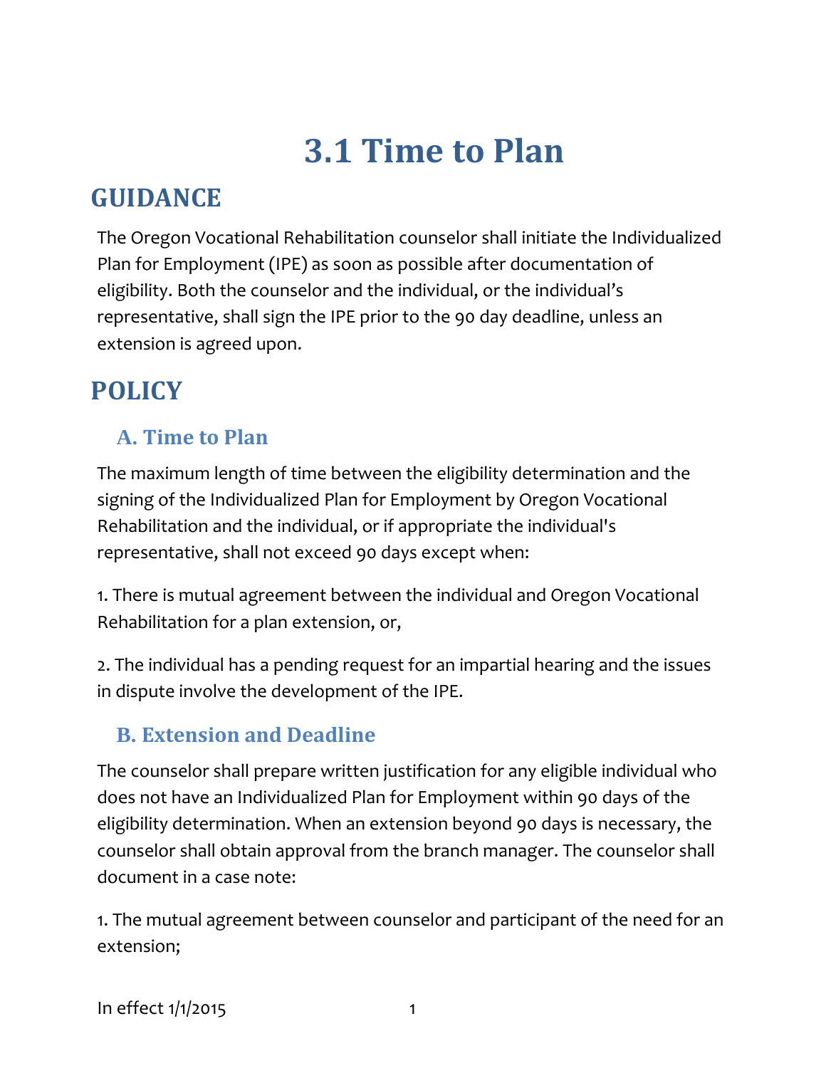# 3.1 Time to Plan

## GUIDANCE

The Oregon Vocational Rehabilitation counselor shall initiate the Individualized Plan for Employment (IPE) as soon as possible after documentation of eligibility. Both the counselor and the individual, or the individual's representative, shall sign the IPE prior to the 90 day deadline, unless an extension is agreed upon.

## POLICY

### A. Time to Plan

The maximum length of time between the eligibility determination and the signing of the Individualized Plan for Employment by Oregon Vocational Rehabilitation and the individual, or if appropriate the individual's representative, shall not exceed 90 days except when:

1. There is mutual agreement between the individual and Oregon Vocational Rehabilitation for a plan extension, or,

2. The individual has a pending request for an impartial hearing and the issues in dispute involve the development of the IPE.

### B. Extension and Deadline

The counselor shall prepare written justification for any eligible individual who does not have an Individualized Plan for Employment within 90 days of the eligibility determination. When an extension beyond 90 days is necessary, the counselor shall obtain approval from the branch manager. The counselor shall document in a case note:

1. The mutual agreement between counselor and participant of the need for an extension;

In effect 1/1/2015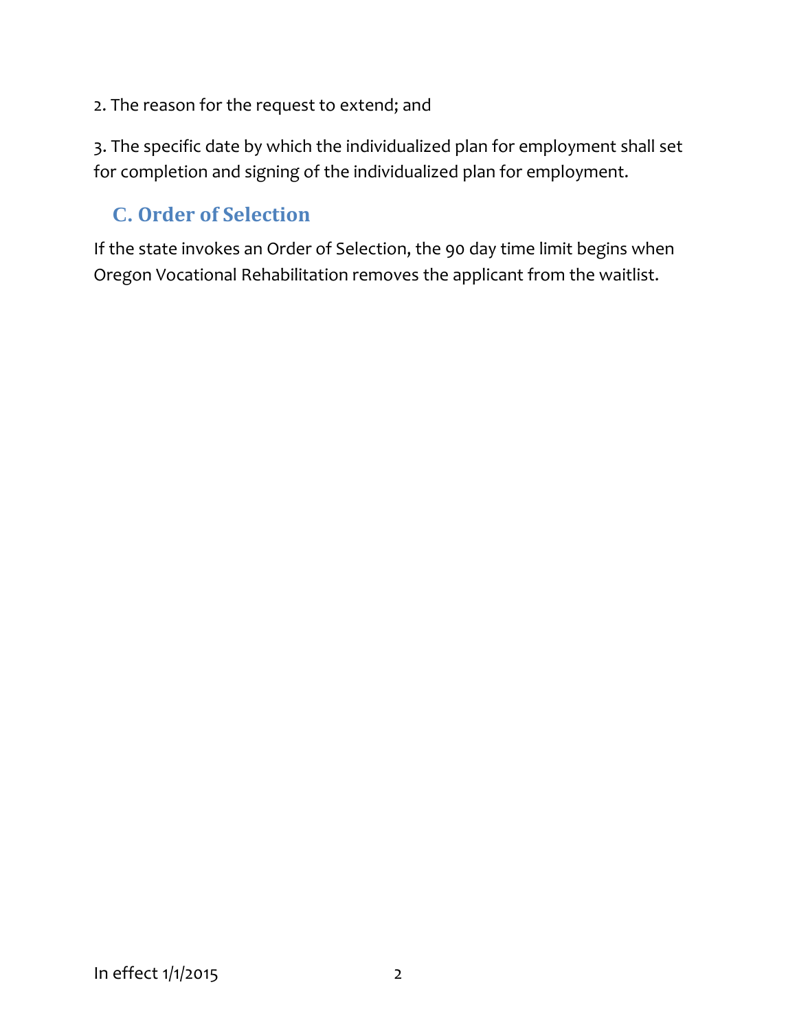2. The reason for the request to extend; and

3. The specific date by which the individualized plan for employment shall set for completion and signing of the individualized plan for employment.

## C. Order of Selection

If the state invokes an Order of Selection, the 90 day time limit begins when Oregon Vocational Rehabilitation removes the applicant from the waitlist.

In effect 1/1/2015